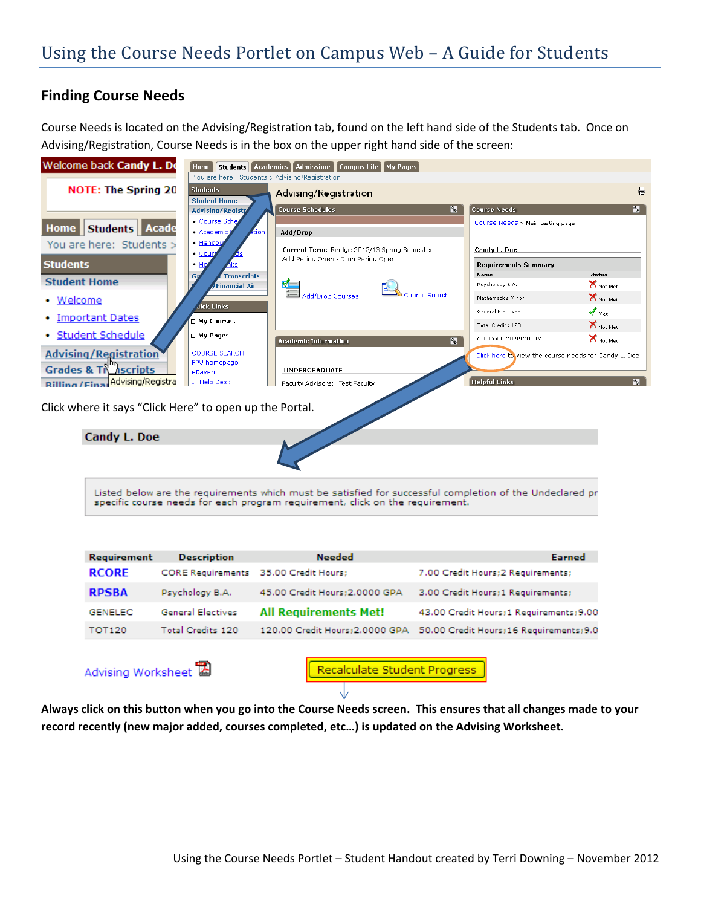# Using the Course Needs Portlet on Campus Web – A Guide for Students

## Finding Course Needs

Course Needs is located on the Advising/Registration tab, found on the left hand side of the Students tab. Once on Advising/Registration, Course Needs is in the box on the upper right hand side of the screen:

Click where it says "Click Here" to open up the Portal.

**Always click on this button when you go into the Course Needs screen. This ensures that all changes made to your record recently (new major added, courses completed, etc…) is updated on the Advising Worksheet.**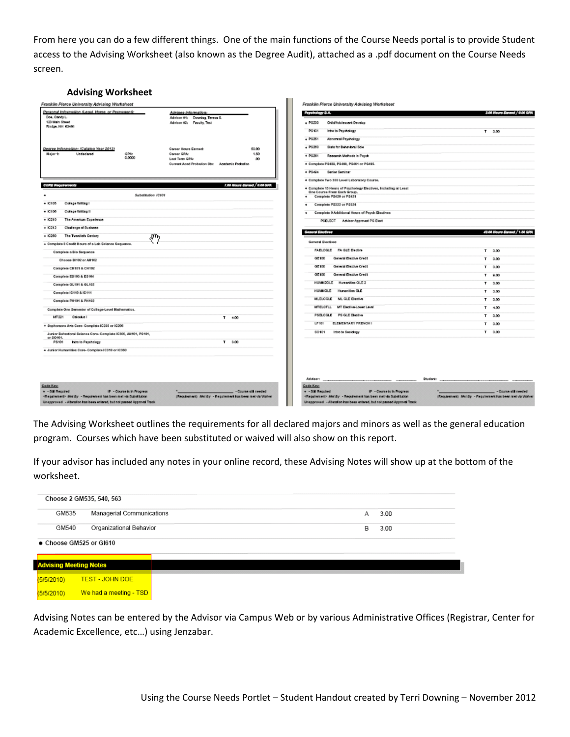From here you can do a few different things. One of the main functions of the Course Needs portal is to provide Student access to the Advising Worksheet (also known as the Degree Audit), attached as a .pdf document on the Course Needs screen.

**Advising Worksheet**

The Advising Worksheet outlines the requirements for all declared majors and minors as well as the general education program. Courses which have been substituted or waived will also show on this report.

If your advisor has included any notes in your online record, these Advising Notes will show up at the bottom of the worksheet.

Advising Notes can be entered by the Advisor via Campus Web or by various Administrative Offices (Registrar, Center for Academic Excellence, etc…) using Jenzabar.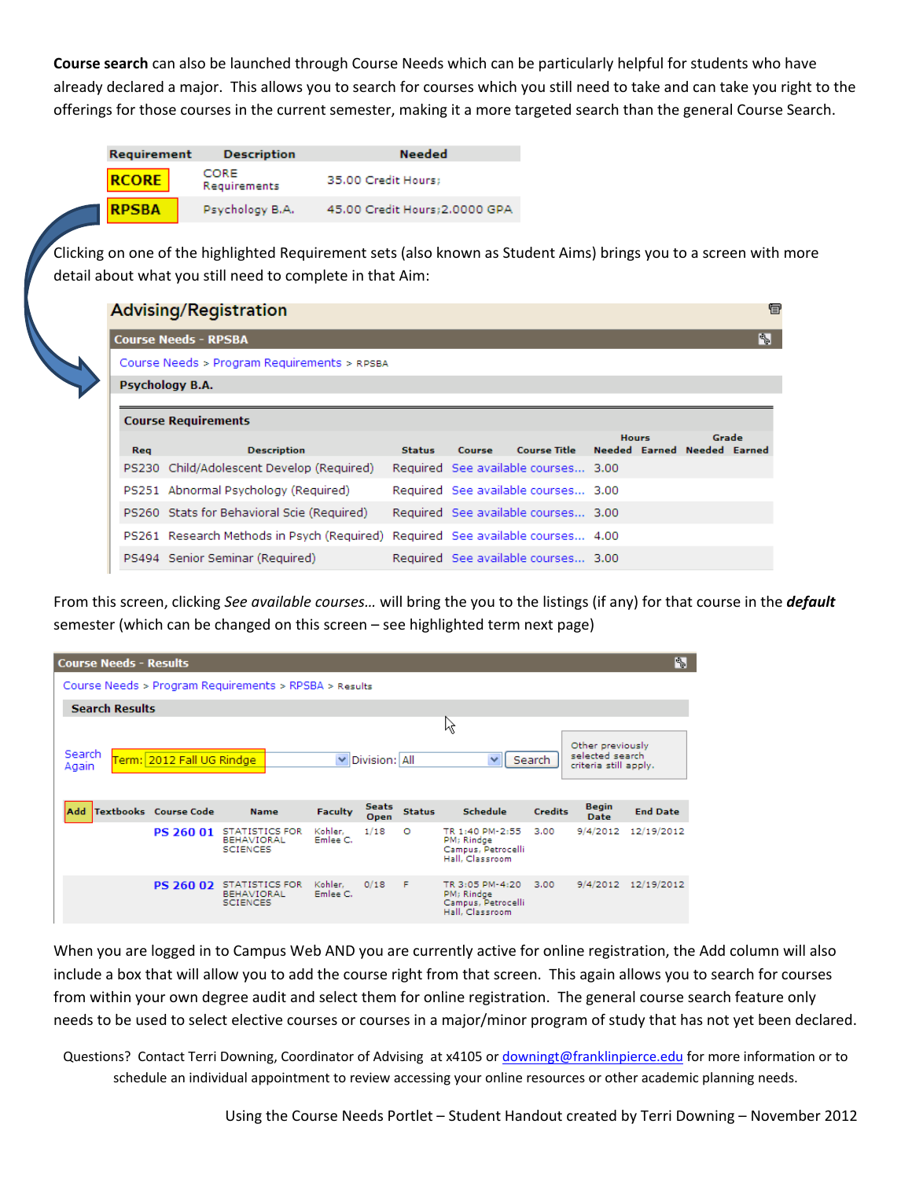**Course search** can also be launched through Course Needs which can be particularly helpful for students who have already declared a major. This allows you to search for courses which you still need to take and can take you right to the offerings for those courses in the current semester, making it a more targeted search than the general Course Search.

| Requirement | Description | Needed |
|---|---|---|
| RCORE | CORE Requirements | 35.00 Credit Hours; |
| RPSBA | Psychology B.A. | 45.00 Credit Hours;2.0000 GPA |

Clicking on one of the highlighted Requirement sets (also known as Student Aims) brings you to a screen with more detail about what you still need to complete in that Aim:

Advising/Registration

Course Needs - RPSBA

Course Needs > Program Requirements > RPSBA

Psychology B.A.

Course Requirements

| Req | Description | Status | Course | Course Title | Hours Needed | Hours Earned | Grade Needed | Grade Earned |
|---|---|---|---|---|---|---|---|---|
| PS230 | Child/Adolescent Develop (Required) | Required | See available courses... | | 3.00 | | | |
| PS251 | Abnormal Psychology (Required) | Required | See available courses... | | 3.00 | | | |
| PS260 | Stats for Behavioral Scie (Required) | Required | See available courses... | | 3.00 | | | |
| PS261 | Research Methods in Psych (Required) | Required | See available courses... | | 4.00 | | | |
| PS494 | Senior Seminar (Required) | Required | See available courses... | | 3.00 | | | |

From this screen, clicking *See available courses…* will bring the you to the listings (if any) for that course in the ***default*** semester (which can be changed on this screen – see highlighted term next page)

Course Needs - Results

Course Needs > Program Requirements > RPSBA > Results

Search Results

Search Again | Term: 2012 Fall UG Rindge | Division: All | Search | Other previously selected search criteria still apply.

| Add | Textbooks | Course Code | Name | Faculty | Seats Open | Status | Schedule | Credits | Begin Date | End Date |
|---|---|---|---|---|---|---|---|---|---|---|
| | | PS 260 01 | STATISTICS FOR BEHAVIORAL SCIENCES | Kohler, Emlee C. | 1/18 | O | TR 1:40 PM-2:55 PM; Rindge Campus, Petrocelli Hall, Classroom | 3.00 | 9/4/2012 | 12/19/2012 |
| | | PS 260 02 | STATISTICS FOR BEHAVIORAL SCIENCES | Kohler, Emlee C. | 0/18 | F | TR 3:05 PM-4:20 PM; Rindge Campus, Petrocelli Hall, Classroom | 3.00 | 9/4/2012 | 12/19/2012 |

When you are logged in to Campus Web AND you are currently active for online registration, the Add column will also include a box that will allow you to add the course right from that screen. This again allows you to search for courses from within your own degree audit and select them for online registration. The general course search feature only needs to be used to select elective courses or courses in a major/minor program of study that has not yet been declared.

Questions? Contact Terri Downing, Coordinator of Advising at x4105 or downingt@franklinpierce.edu for more information or to schedule an individual appointment to review accessing your online resources or other academic planning needs.

Using the Course Needs Portlet – Student Handout created by Terri Downing – November 2012